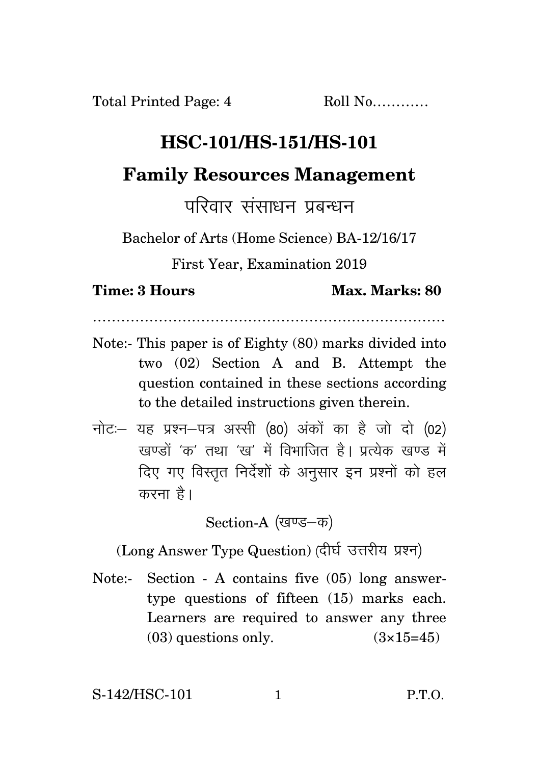Total Printed Page: 4 Roll No............

# HSC-101/HS-151/HS-101

## Family Resources Management

## परिवार संसाधन प्रबन्धन

Bachelor of Arts (Home Science) BA-12/16/17

First Year, Examination 2019

**Time: 3 Hours** **Max. Marks: 80**

.......................................................................................

Note:- This paper is of Eighty (80) marks divided into two (02) Section A and B. Attempt the question contained in these sections according to the detailed instructions given therein.

नोटः— यह प्रश्न—पत्र अस्सी (80) अंकों का है जो दो (02) खण्डों 'क' तथा 'ख' में विभाजित है। प्रत्येक खण्ड में दिए गए विस्तृत निर्देशों के अनुसार इन प्रश्नों को हल करना है।

### Section-A (खण्ड—क)

(Long Answer Type Question) (दीर्घ उत्तरीय प्रश्न)

Note:- Section - A contains five (05) long answer-type questions of fifteen (15) marks each. Learners are required to answer any three (03) questions only. (3×15=45)

S-142/HSC-101 P.T.O.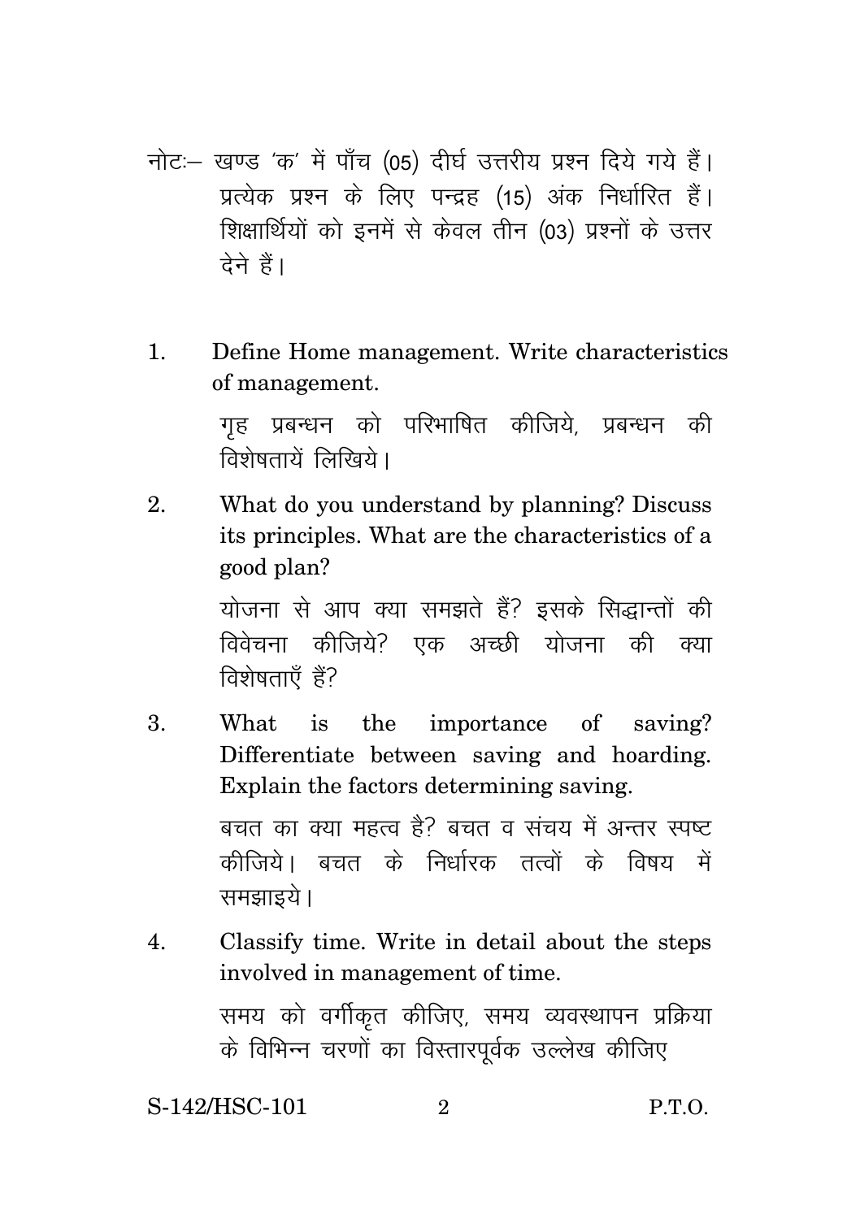नोटः– खण्ड 'क' में पाँच (05) दीर्घ उत्तरीय प्रश्न दिये गये हैं। प्रत्येक प्रश्न के लिए पन्द्रह (15) अंक निर्धारित हैं। शिक्षार्थियों को इनमें से केवल तीन (03) प्रश्नों के उत्तर देने हैं।

1. Define Home management. Write characteristics of management.

   गृह प्रबन्धन को परिभाषित कीजिये, प्रबन्धन की विशेषतायें लिखिये।

2. What do you understand by planning? Discuss its principles. What are the characteristics of a good plan?

   योजना से आप क्या समझते हैं? इसके सिद्धान्तों की विवेचना कीजिये? एक अच्छी योजना की क्या विशेषताएँ हैं?

3. What is the importance of saving? Differentiate between saving and hoarding. Explain the factors determining saving.

   बचत का क्या महत्व है? बचत व संचय में अन्तर स्पष्ट कीजिये। बचत के निर्धारक तत्वों के विषय में समझाइये।

4. Classify time. Write in detail about the steps involved in management of time.

   समय को वर्गीकृत कीजिए, समय व्यवस्थापन प्रक्रिया के विभिन्न चरणों का विस्तारपूर्वक उल्लेख कीजिए

S-142/HSC-101

P.T.O.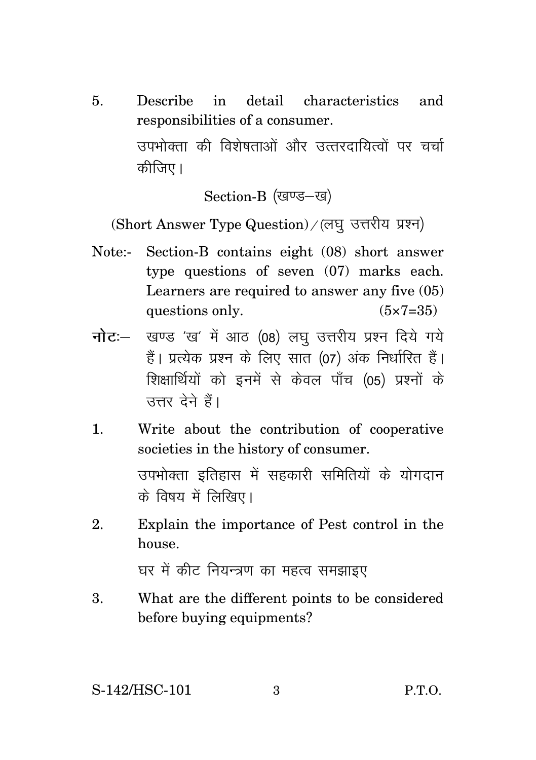5. Describe in detail characteristics and responsibilities of a consumer.

   उपभोक्ता की विशेषताओं और उत्तरदायित्वों पर चर्चा कीजिए।

## Section-B (खण्ड–ख)

(Short Answer Type Question)/(लघु उत्तरीय प्रश्न)

Note:- Section-B contains eight (08) short answer type questions of seven (07) marks each. Learners are required to answer any five (05) questions only. (5×7=35)

**नोट:**– खण्ड 'ख' में आठ (08) लघु उत्तरीय प्रश्न दिये गये हैं। प्रत्येक प्रश्न के लिए सात (07) अंक निर्धारित हैं। शिक्षार्थियों को इनमें से केवल पाँच (05) प्रश्नों के उत्तर देने हैं।

1. Write about the contribution of cooperative societies in the history of consumer.

   उपभोक्ता इतिहास में सहकारी समितियों के योगदान के विषय में लिखिए।

2. Explain the importance of Pest control in the house.

   घर में कीट नियन्त्रण का महत्व समझाइए

3. What are the different points to be considered before buying equipments?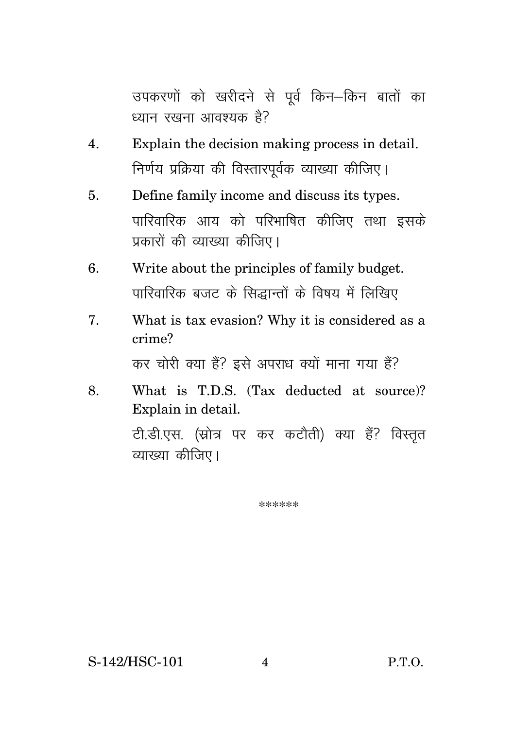उपकरणों को खरीदने से पूर्व किन–किन बातों का ध्यान रखना आवश्यक है?

4. Explain the decision making process in detail.

   निर्णय प्रक्रिया की विस्तारपूर्वक व्याख्या कीजिए।

5. Define family income and discuss its types.

   पारिवारिक आय को परिभाषित कीजिए तथा इसके प्रकारों की व्याख्या कीजिए।

6. Write about the principles of family budget.

   पारिवारिक बजट के सिद्धान्तों के विषय में लिखिए

7. What is tax evasion? Why it is considered as a crime?

   कर चोरी क्या हैं? इसे अपराध क्यों माना गया हैं?

8. What is T.D.S. (Tax deducted at source)? Explain in detail.

   टी.डी.एस. (स्रोत्र पर कर कटौती) क्या हैं? विस्तृत व्याख्या कीजिए।

******